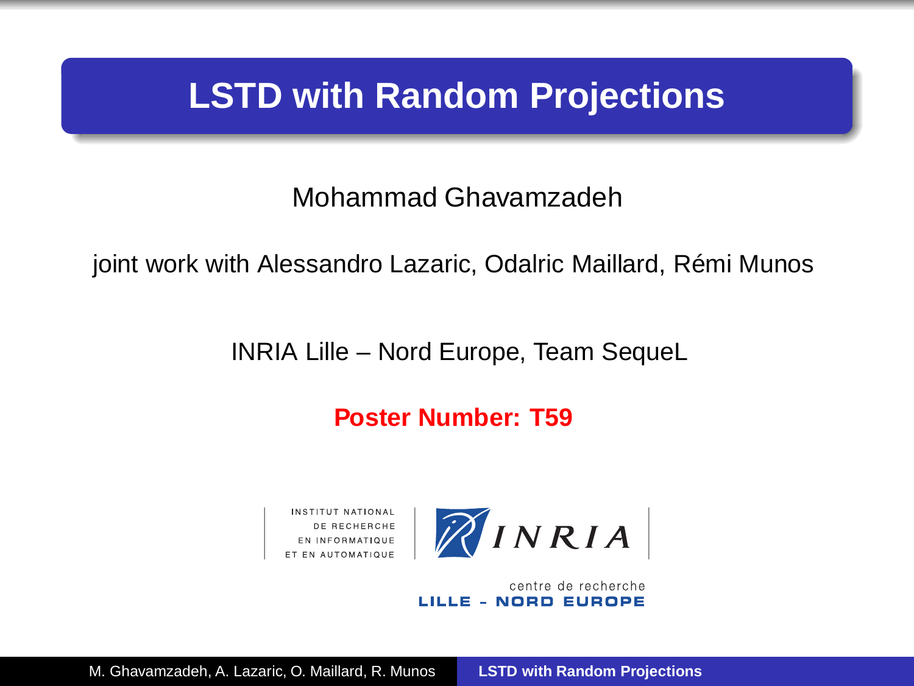# LSTD with Random Projections

Mohammad Ghavamzadeh

joint work with Alessandro Lazaric, Odalric Maillard, Rémi Munos

INRIA Lille – Nord Europe, Team SequeL

**Poster Number: T59**

INSTITUT NATIONAL DE RECHERCHE EN INFORMATIQUE ET EN AUTOMATIQUE

INRIA

centre de recherche LILLE - NORD EUROPE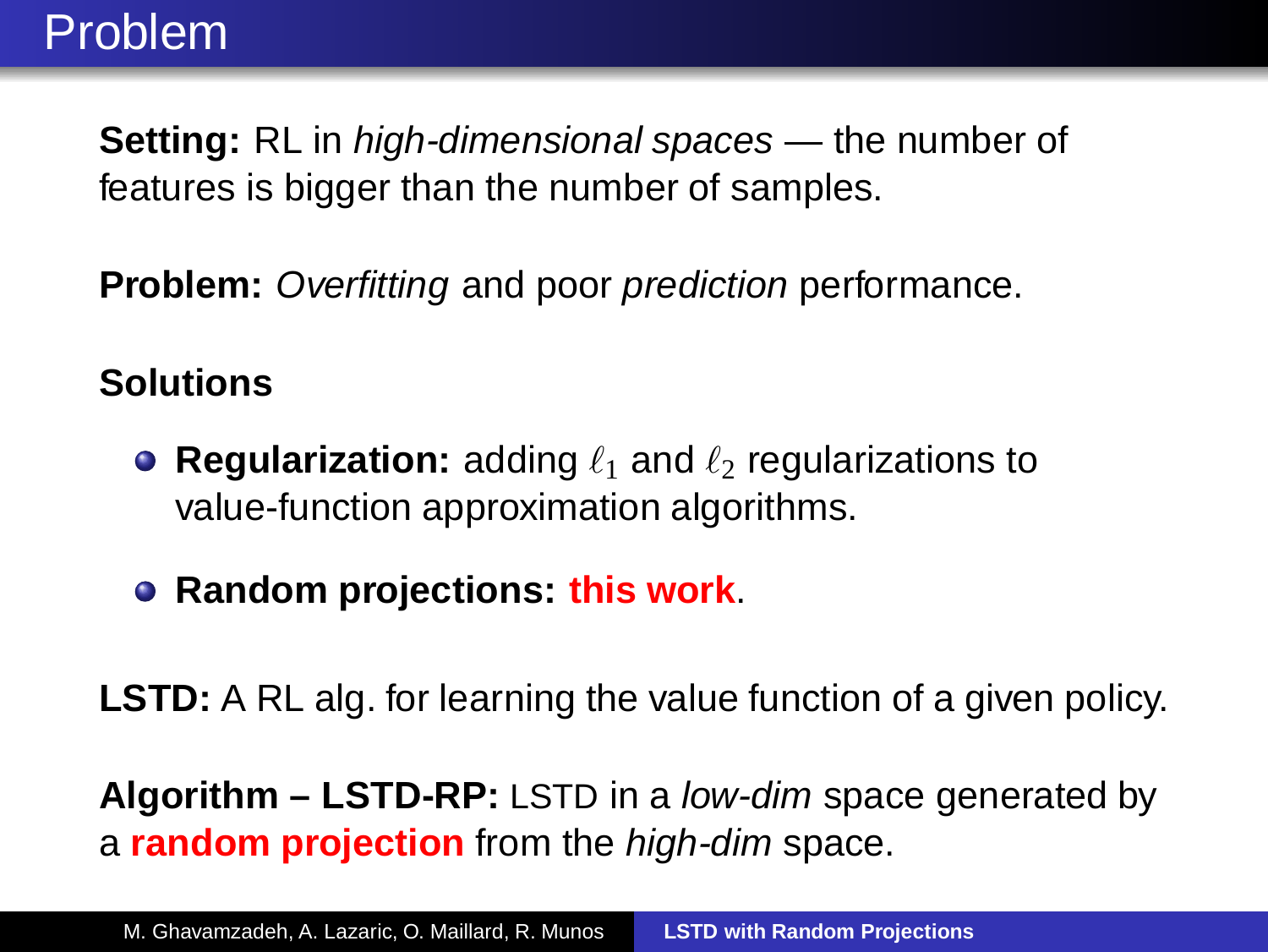# Problem

**Setting:** RL in *high-dimensional spaces* — the number of features is bigger than the number of samples.

**Problem:** *Overfitting* and poor *prediction* performance.

**Solutions**

- **Regularization:** adding $\ell_1$ and $\ell_2$ regularizations to value-function approximation algorithms.
- **Random projections: this work**.

**LSTD:** A RL alg. for learning the value function of a given policy.

**Algorithm – LSTD-RP:** LSTD in a *low-dim* space generated by a **random projection** from the *high-dim* space.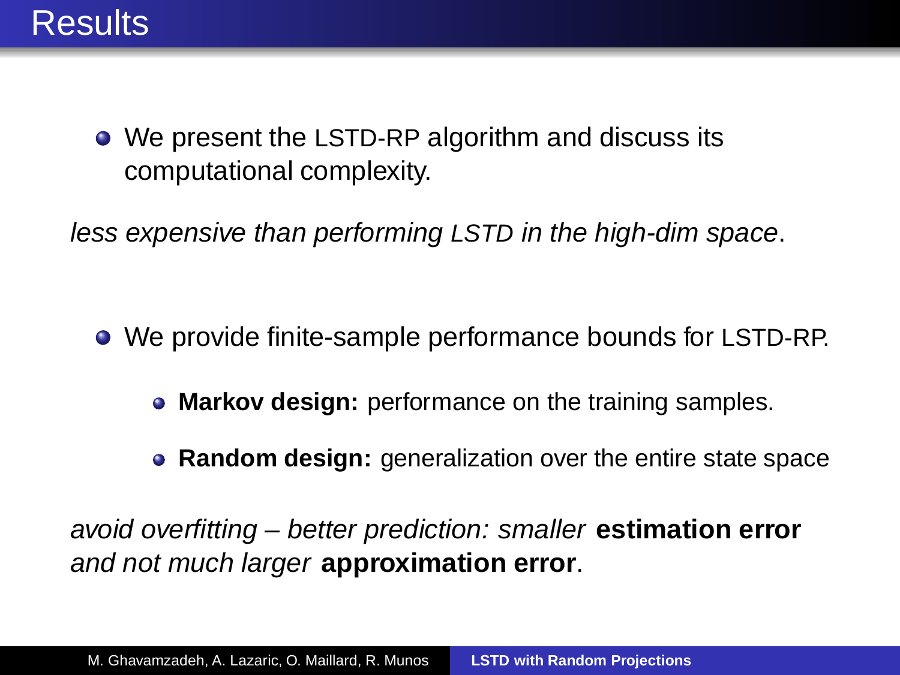# Results

- We present the LSTD-RP algorithm and discuss its computational complexity.

*less expensive than performing LSTD in the high-dim space*.

- We provide finite-sample performance bounds for LSTD-RP.
  - **Markov design:** performance on the training samples.
  - **Random design:** generalization over the entire state space

*avoid overfitting – better prediction: smaller* **estimation error** *and not much larger* **approximation error**.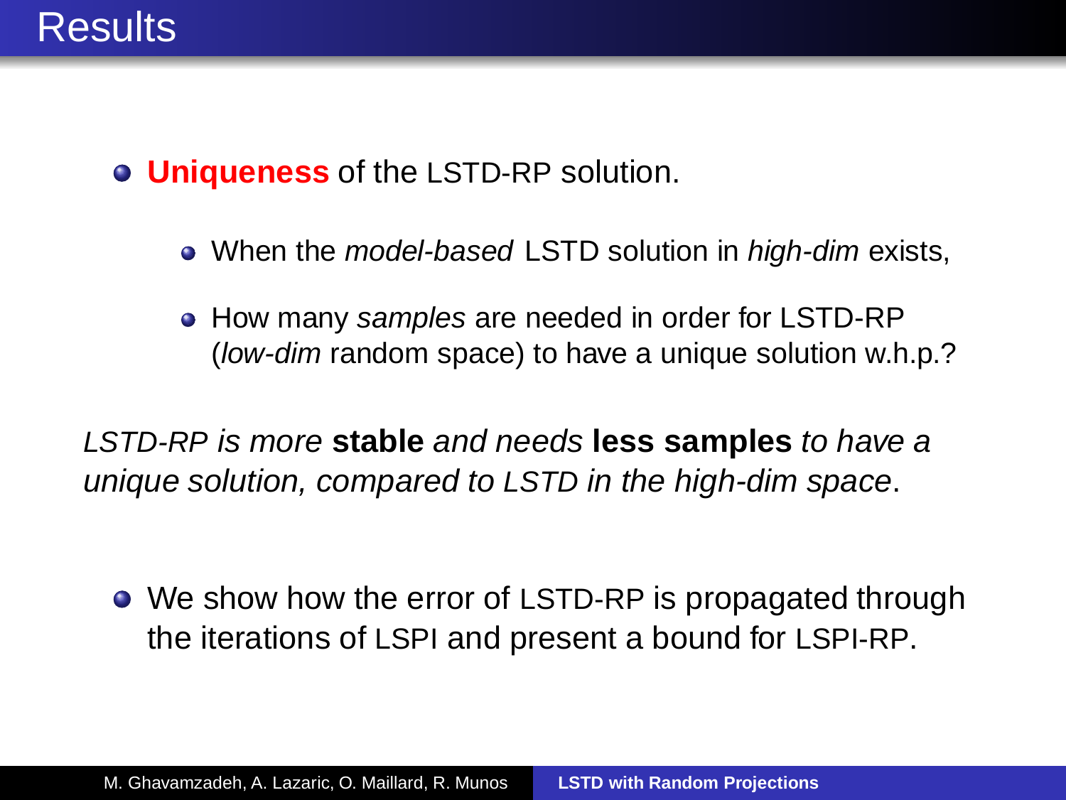# Results

- **Uniqueness** of the LSTD-RP solution.
  - When the *model-based* LSTD solution in *high-dim* exists,
  - How many *samples* are needed in order for LSTD-RP (*low-dim* random space) to have a unique solution w.h.p.?

*LSTD-RP is more* **stable** *and needs* **less samples** *to have a unique solution, compared to LSTD in the high-dim space*.

- We show how the error of LSTD-RP is propagated through the iterations of LSPI and present a bound for LSPI-RP.